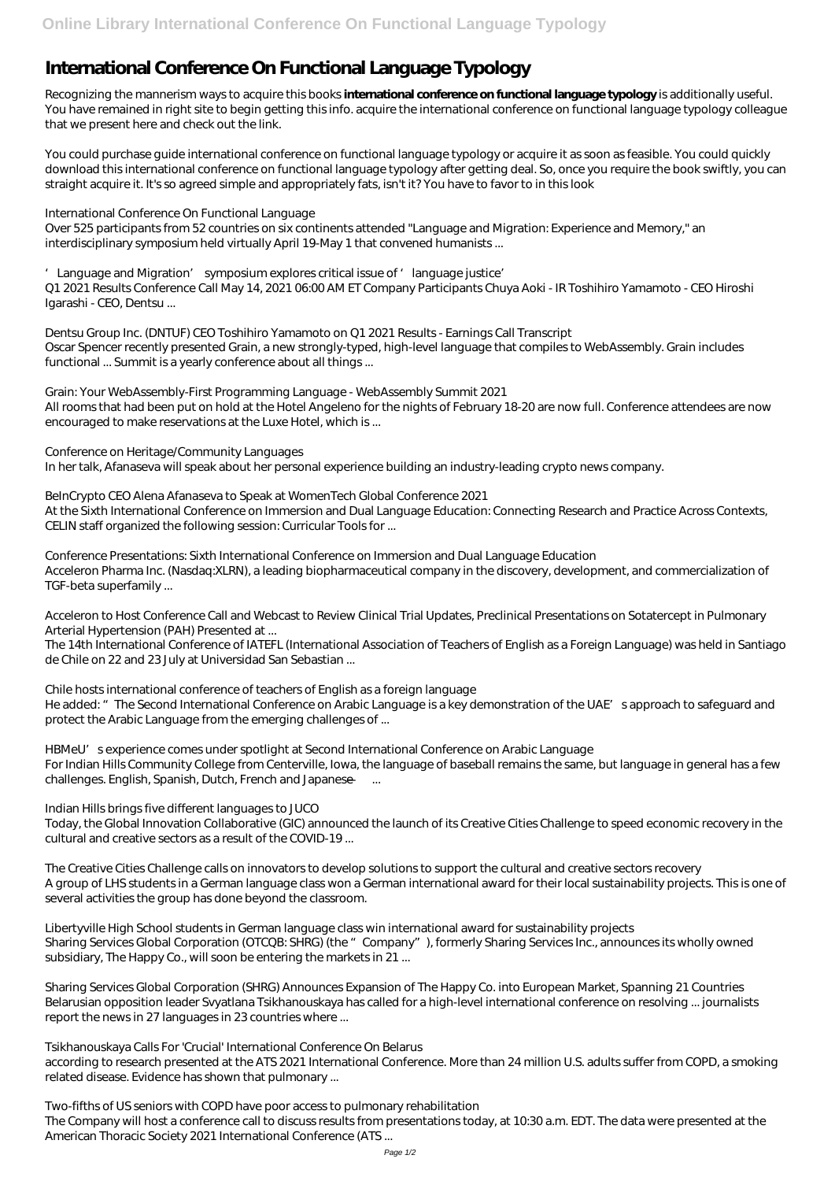# International Conference On Functional Language Typology

Recognizing the mannerism ways to acquire this books **international conference on functional language typology** is additionally useful. You have remained in right site to begin getting this info. acquire the international conference on functional language typology colleague that we present here and check out the link.

You could purchase guide international conference on functional language typology or acquire it as soon as feasible. You could quickly download this international conference on functional language typology after getting deal. So, once you require the book swiftly, you can straight acquire it. It's so agreed simple and appropriately fats, isn't it? You have to favor to in this look

*International Conference On Functional Language*

Over 525 participants from 52 countries on six continents attended "Language and Migration: Experience and Memory," an interdisciplinary symposium held virtually April 19-May 1 that convened humanists ...

*'Language and Migration' symposium explores critical issue of 'language justice'*

Q1 2021 Results Conference Call May 14, 2021 06:00 AM ET Company Participants Chuya Aoki - IR Toshihiro Yamamoto - CEO Hiroshi Igarashi - CEO, Dentsu ...

*Dentsu Group Inc. (DNTUF) CEO Toshihiro Yamamoto on Q1 2021 Results - Earnings Call Transcript*

Oscar Spencer recently presented Grain, a new strongly-typed, high-level language that compiles to WebAssembly. Grain includes functional ... Summit is a yearly conference about all things ...

*Grain: Your WebAssembly-First Programming Language - WebAssembly Summit 2021*

All rooms that had been put on hold at the Hotel Angeleno for the nights of February 18-20 are now full. Conference attendees are now encouraged to make reservations at the Luxe Hotel, which is ...

*Conference on Heritage/Community Languages*

In her talk, Afanaseva will speak about her personal experience building an industry-leading crypto news company.

*BeInCrypto CEO Alena Afanaseva to Speak at WomenTech Global Conference 2021*

At the Sixth International Conference on Immersion and Dual Language Education: Connecting Research and Practice Across Contexts, CELIN staff organized the following session: Curricular Tools for ...

*Conference Presentations: Sixth International Conference on Immersion and Dual Language Education*

Acceleron Pharma Inc. (Nasdaq:XLRN), a leading biopharmaceutical company in the discovery, development, and commercialization of TGF-beta superfamily ...

*Acceleron to Host Conference Call and Webcast to Review Clinical Trial Updates, Preclinical Presentations on Sotatercept in Pulmonary Arterial Hypertension (PAH) Presented at ...*

The 14th International Conference of IATEFL (International Association of Teachers of English as a Foreign Language) was held in Santiago de Chile on 22 and 23 July at Universidad San Sebastian ...

*Chile hosts international conference of teachers of English as a foreign language*

He added: "The Second International Conference on Arabic Language is a key demonstration of the UAE's approach to safeguard and protect the Arabic Language from the emerging challenges of ...

*HBMeU's experience comes under spotlight at Second International Conference on Arabic Language*

For Indian Hills Community College from Centerville, Iowa, the language of baseball remains the same, but language in general has a few challenges. English, Spanish, Dutch, French and Japanese — ...

*Indian Hills brings five different languages to JUCO*

Today, the Global Innovation Collaborative (GIC) announced the launch of its Creative Cities Challenge to speed economic recovery in the cultural and creative sectors as a result of the COVID-19 ...

*The Creative Cities Challenge calls on innovators to develop solutions to support the cultural and creative sectors recovery*

A group of LHS students in a German language class won a German international award for their local sustainability projects. This is one of several activities the group has done beyond the classroom.

*Libertyville High School students in German language class win international award for sustainability projects*

Sharing Services Global Corporation (OTCQB: SHRG) (the "Company"), formerly Sharing Services Inc., announces its wholly owned subsidiary, The Happy Co., will soon be entering the markets in 21 ...

*Sharing Services Global Corporation (SHRG) Announces Expansion of The Happy Co. into European Market, Spanning 21 Countries*

Belarusian opposition leader Svyatlana Tsikhanouskaya has called for a high-level international conference on resolving ... journalists report the news in 27 languages in 23 countries where ...

*Tsikhanouskaya Calls For 'Crucial' International Conference On Belarus*

according to research presented at the ATS 2021 International Conference. More than 24 million U.S. adults suffer from COPD, a smoking related disease. Evidence has shown that pulmonary ...

*Two-fifths of US seniors with COPD have poor access to pulmonary rehabilitation*

The Company will host a conference call to discuss results from presentations today, at 10:30 a.m. EDT. The data were presented at the American Thoracic Society 2021 International Conference (ATS ...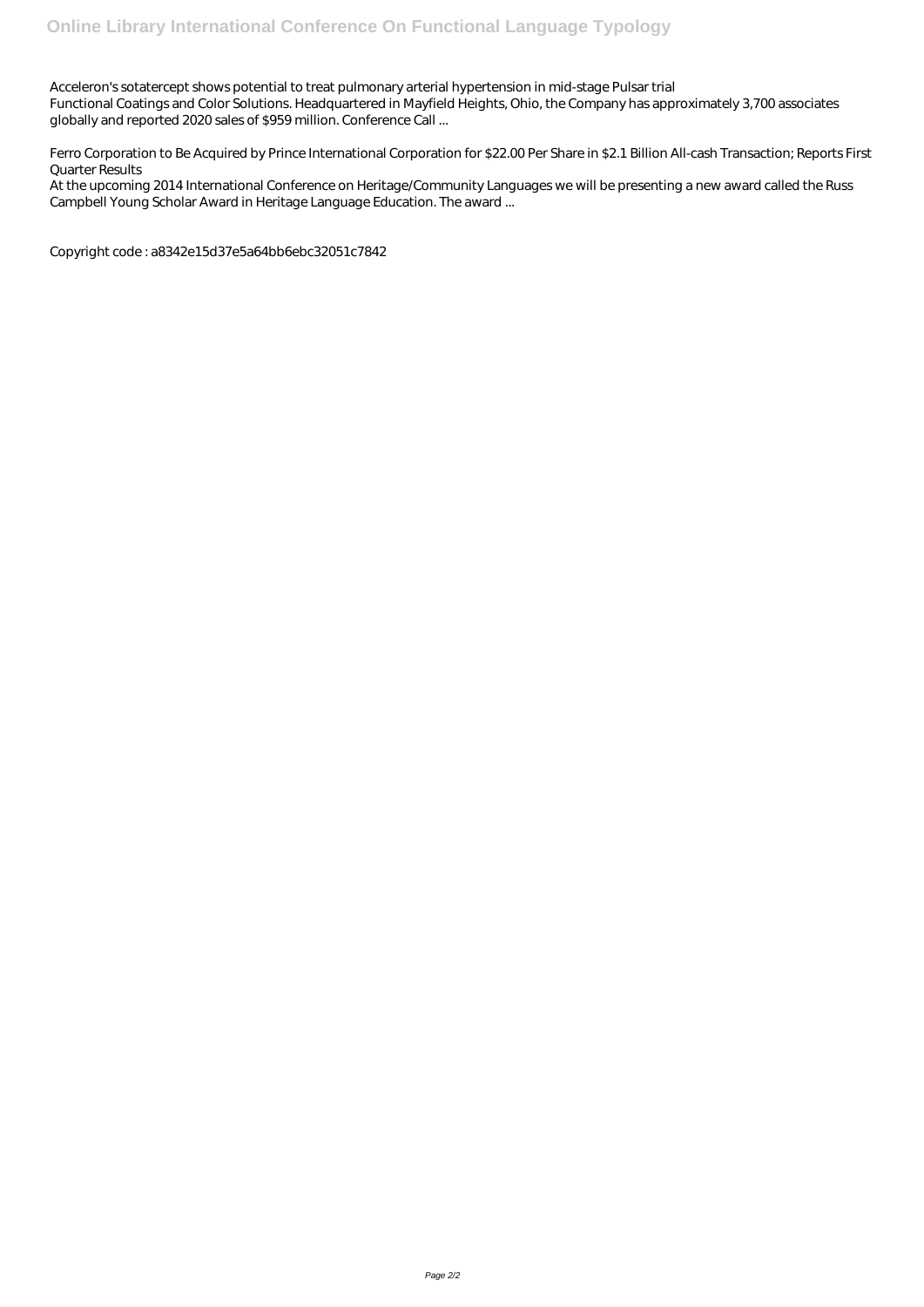Acceleron's sotatercept shows potential to treat pulmonary arterial hypertension in mid-stage Pulsar trial
Functional Coatings and Color Solutions. Headquartered in Mayfield Heights, Ohio, the Company has approximately 3,700 associates globally and reported 2020 sales of $959 million. Conference Call ...

Ferro Corporation to Be Acquired by Prince International Corporation for $22.00 Per Share in $2.1 Billion All-cash Transaction; Reports First Quarter Results
At the upcoming 2014 International Conference on Heritage/Community Languages we will be presenting a new award called the Russ Campbell Young Scholar Award in Heritage Language Education. The award ...

Copyright code : a8342e15d37e5a64bb6ebc32051c7842